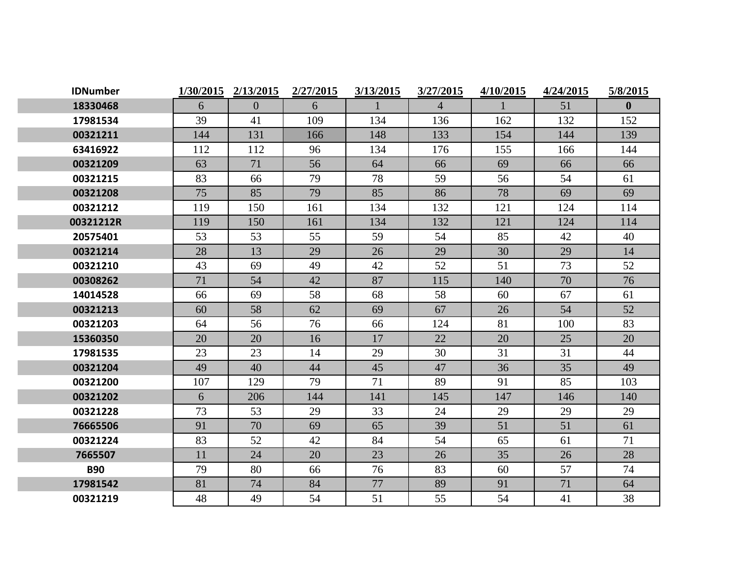| IDNumber | 1/30/2015 | 2/13/2015 | 2/27/2015 | 3/13/2015 | 3/27/2015 | 4/10/2015 | 4/24/2015 | 5/8/2015 |
|---|---|---|---|---|---|---|---|---|
| 18330468 | 6 | 0 | 6 | 1 | 4 | 1 | 51 | **0** |
| 17981534 | 39 | 41 | 109 | 134 | 136 | 162 | 132 | 152 |
| 00321211 | 144 | 131 | 166 | 148 | 133 | 154 | 144 | 139 |
| 63416922 | 112 | 112 | 96 | 134 | 176 | 155 | 166 | 144 |
| 00321209 | 63 | 71 | 56 | 64 | 66 | 69 | 66 | 66 |
| 00321215 | 83 | 66 | 79 | 78 | 59 | 56 | 54 | 61 |
| 00321208 | 75 | 85 | 79 | 85 | 86 | 78 | 69 | 69 |
| 00321212 | 119 | 150 | 161 | 134 | 132 | 121 | 124 | 114 |
| 00321212R | 119 | 150 | 161 | 134 | 132 | 121 | 124 | 114 |
| 20575401 | 53 | 53 | 55 | 59 | 54 | 85 | 42 | 40 |
| 00321214 | 28 | 13 | 29 | 26 | 29 | 30 | 29 | 14 |
| 00321210 | 43 | 69 | 49 | 42 | 52 | 51 | 73 | 52 |
| 00308262 | 71 | 54 | 42 | 87 | 115 | 140 | 70 | 76 |
| 14014528 | 66 | 69 | 58 | 68 | 58 | 60 | 67 | 61 |
| 00321213 | 60 | 58 | 62 | 69 | 67 | 26 | 54 | 52 |
| 00321203 | 64 | 56 | 76 | 66 | 124 | 81 | 100 | 83 |
| 15360350 | 20 | 20 | 16 | 17 | 22 | 20 | 25 | 20 |
| 17981535 | 23 | 23 | 14 | 29 | 30 | 31 | 31 | 44 |
| 00321204 | 49 | 40 | 44 | 45 | 47 | 36 | 35 | 49 |
| 00321200 | 107 | 129 | 79 | 71 | 89 | 91 | 85 | 103 |
| 00321202 | 6 | 206 | 144 | 141 | 145 | 147 | 146 | 140 |
| 00321228 | 73 | 53 | 29 | 33 | 24 | 29 | 29 | 29 |
| 76665506 | 91 | 70 | 69 | 65 | 39 | 51 | 51 | 61 |
| 00321224 | 83 | 52 | 42 | 84 | 54 | 65 | 61 | 71 |
| 7665507 | 11 | 24 | 20 | 23 | 26 | 35 | 26 | 28 |
| B90 | 79 | 80 | 66 | 76 | 83 | 60 | 57 | 74 |
| 17981542 | 81 | 74 | 84 | 77 | 89 | 91 | 71 | 64 |
| 00321219 | 48 | 49 | 54 | 51 | 55 | 54 | 41 | 38 |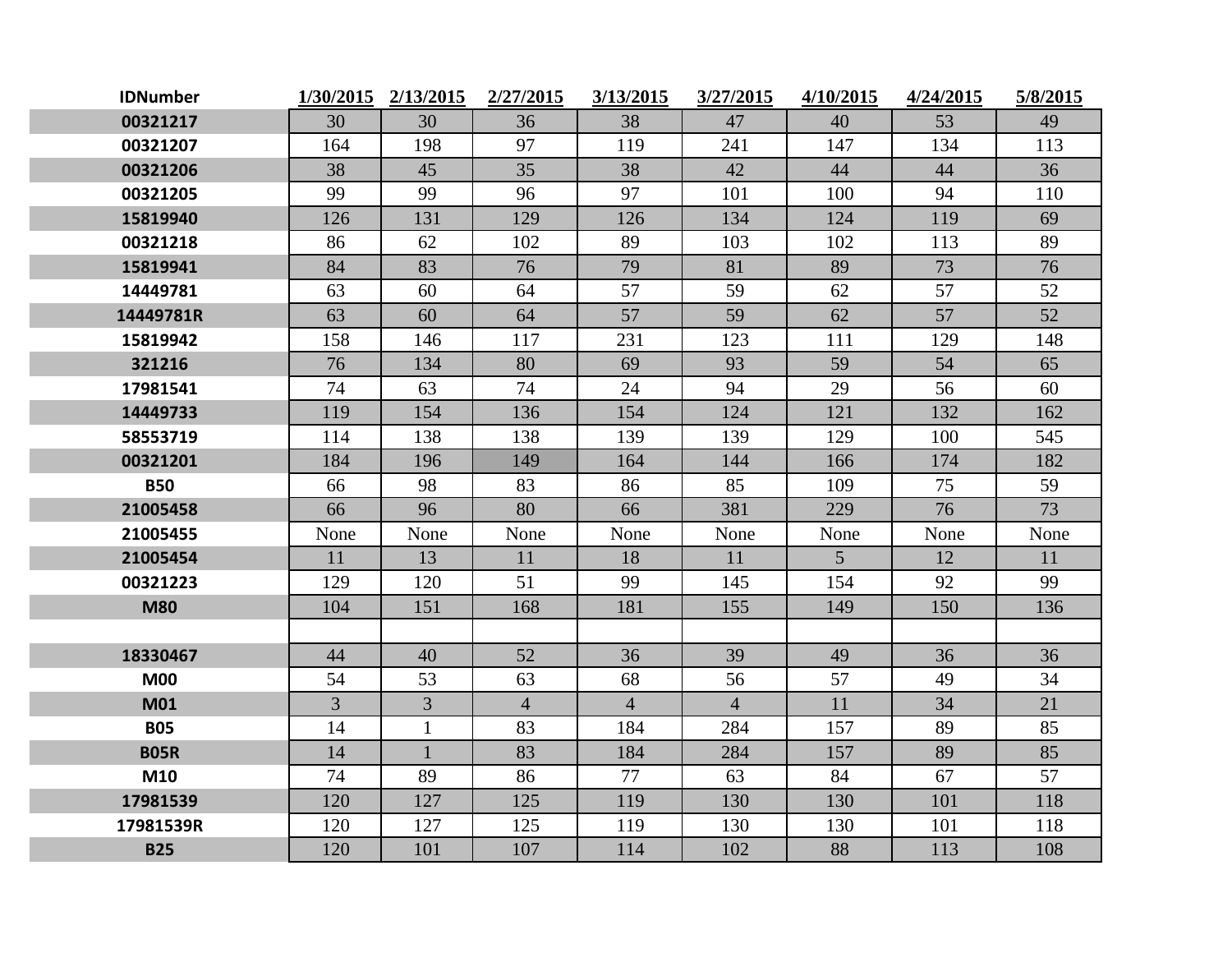| IDNumber | 1/30/2015 | 2/13/2015 | 2/27/2015 | 3/13/2015 | 3/27/2015 | 4/10/2015 | 4/24/2015 | 5/8/2015 |
|---|---|---|---|---|---|---|---|---|
| 00321217 | 30 | 30 | 36 | 38 | 47 | 40 | 53 | 49 |
| 00321207 | 164 | 198 | 97 | 119 | 241 | 147 | 134 | 113 |
| 00321206 | 38 | 45 | 35 | 38 | 42 | 44 | 44 | 36 |
| 00321205 | 99 | 99 | 96 | 97 | 101 | 100 | 94 | 110 |
| 15819940 | 126 | 131 | 129 | 126 | 134 | 124 | 119 | 69 |
| 00321218 | 86 | 62 | 102 | 89 | 103 | 102 | 113 | 89 |
| 15819941 | 84 | 83 | 76 | 79 | 81 | 89 | 73 | 76 |
| 14449781 | 63 | 60 | 64 | 57 | 59 | 62 | 57 | 52 |
| 14449781R | 63 | 60 | 64 | 57 | 59 | 62 | 57 | 52 |
| 15819942 | 158 | 146 | 117 | 231 | 123 | 111 | 129 | 148 |
| 321216 | 76 | 134 | 80 | 69 | 93 | 59 | 54 | 65 |
| 17981541 | 74 | 63 | 74 | 24 | 94 | 29 | 56 | 60 |
| 14449733 | 119 | 154 | 136 | 154 | 124 | 121 | 132 | 162 |
| 58553719 | 114 | 138 | 138 | 139 | 139 | 129 | 100 | 545 |
| 00321201 | 184 | 196 | 149 | 164 | 144 | 166 | 174 | 182 |
| B50 | 66 | 98 | 83 | 86 | 85 | 109 | 75 | 59 |
| 21005458 | 66 | 96 | 80 | 66 | 381 | 229 | 76 | 73 |
| 21005455 | None | None | None | None | None | None | None | None |
| 21005454 | 11 | 13 | 11 | 18 | 11 | 5 | 12 | 11 |
| 00321223 | 129 | 120 | 51 | 99 | 145 | 154 | 92 | 99 |
| M80 | 104 | 151 | 168 | 181 | 155 | 149 | 150 | 136 |
| | | | | | | | | |
| 18330467 | 44 | 40 | 52 | 36 | 39 | 49 | 36 | 36 |
| M00 | 54 | 53 | 63 | 68 | 56 | 57 | 49 | 34 |
| M01 | 3 | 3 | 4 | 4 | 4 | 11 | 34 | 21 |
| B05 | 14 | 1 | 83 | 184 | 284 | 157 | 89 | 85 |
| B05R | 14 | 1 | 83 | 184 | 284 | 157 | 89 | 85 |
| M10 | 74 | 89 | 86 | 77 | 63 | 84 | 67 | 57 |
| 17981539 | 120 | 127 | 125 | 119 | 130 | 130 | 101 | 118 |
| 17981539R | 120 | 127 | 125 | 119 | 130 | 130 | 101 | 118 |
| B25 | 120 | 101 | 107 | 114 | 102 | 88 | 113 | 108 |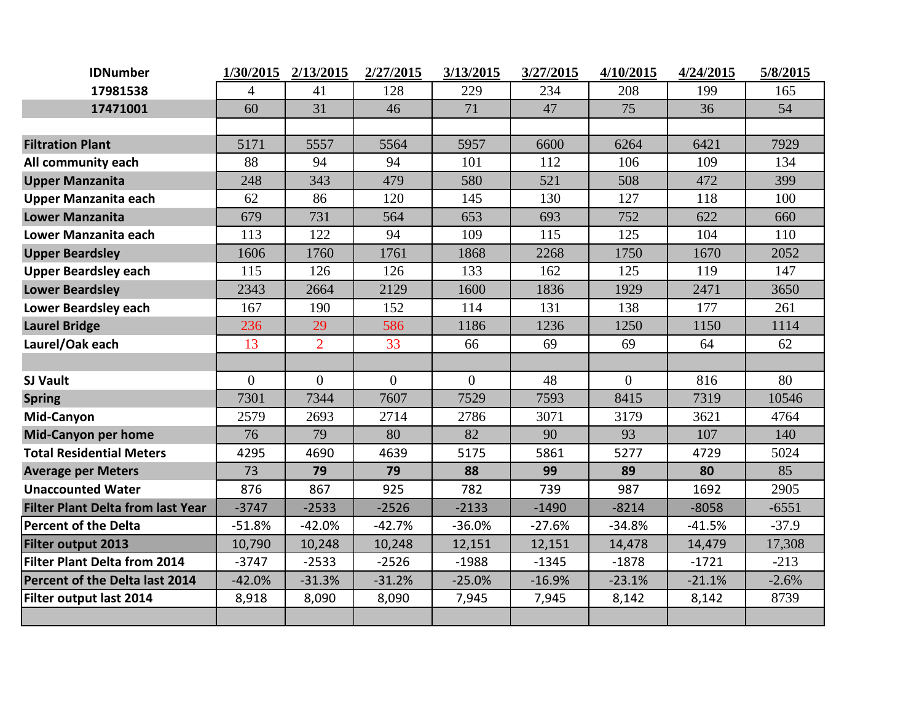| IDNumber | 1/30/2015 | 2/13/2015 | 2/27/2015 | 3/13/2015 | 3/27/2015 | 4/10/2015 | 4/24/2015 | 5/8/2015 |
|---|---|---|---|---|---|---|---|---|
| 17981538 | 4 | 41 | 128 | 229 | 234 | 208 | 199 | 165 |
| 17471001 | 60 | 31 | 46 | 71 | 47 | 75 | 36 | 54 |
| | | | | | | | | |
| Filtration Plant | 5171 | 5557 | 5564 | 5957 | 6600 | 6264 | 6421 | 7929 |
| All community each | 88 | 94 | 94 | 101 | 112 | 106 | 109 | 134 |
| Upper Manzanita | 248 | 343 | 479 | 580 | 521 | 508 | 472 | 399 |
| Upper Manzanita each | 62 | 86 | 120 | 145 | 130 | 127 | 118 | 100 |
| Lower Manzanita | 679 | 731 | 564 | 653 | 693 | 752 | 622 | 660 |
| Lower Manzanita each | 113 | 122 | 94 | 109 | 115 | 125 | 104 | 110 |
| Upper Beardsley | 1606 | 1760 | 1761 | 1868 | 2268 | 1750 | 1670 | 2052 |
| Upper Beardsley each | 115 | 126 | 126 | 133 | 162 | 125 | 119 | 147 |
| Lower Beardsley | 2343 | 2664 | 2129 | 1600 | 1836 | 1929 | 2471 | 3650 |
| Lower Beardsley each | 167 | 190 | 152 | 114 | 131 | 138 | 177 | 261 |
| Laurel Bridge | 236 | 29 | 586 | 1186 | 1236 | 1250 | 1150 | 1114 |
| Laurel/Oak each | 13 | 2 | 33 | 66 | 69 | 69 | 64 | 62 |
| | | | | | | | | |
| SJ Vault | 0 | 0 | 0 | 0 | 48 | 0 | 816 | 80 |
| Spring | 7301 | 7344 | 7607 | 7529 | 7593 | 8415 | 7319 | 10546 |
| Mid-Canyon | 2579 | 2693 | 2714 | 2786 | 3071 | 3179 | 3621 | 4764 |
| Mid-Canyon per home | 76 | 79 | 80 | 82 | 90 | 93 | 107 | 140 |
| Total Residential Meters | 4295 | 4690 | 4639 | 5175 | 5861 | 5277 | 4729 | 5024 |
| Average per Meters | 73 | **79** | **79** | **88** | **99** | **89** | **80** | 85 |
| Unaccounted Water | 876 | 867 | 925 | 782 | 739 | 987 | 1692 | 2905 |
| Filter Plant Delta from last Year | -3747 | -2533 | -2526 | -2133 | -1490 | -8214 | -8058 | -6551 |
| Percent of the Delta | -51.8% | -42.0% | -42.7% | -36.0% | -27.6% | -34.8% | -41.5% | -37.9 |
| Filter output 2013 | 10,790 | 10,248 | 10,248 | 12,151 | 12,151 | 14,478 | 14,479 | 17,308 |
| Filter Plant Delta from 2014 | -3747 | -2533 | -2526 | -1988 | -1345 | -1878 | -1721 | -213 |
| Percent of the Delta last 2014 | -42.0% | -31.3% | -31.2% | -25.0% | -16.9% | -23.1% | -21.1% | -2.6% |
| Filter output last 2014 | 8,918 | 8,090 | 8,090 | 7,945 | 7,945 | 8,142 | 8,142 | 8739 |
| | | | | | | | | |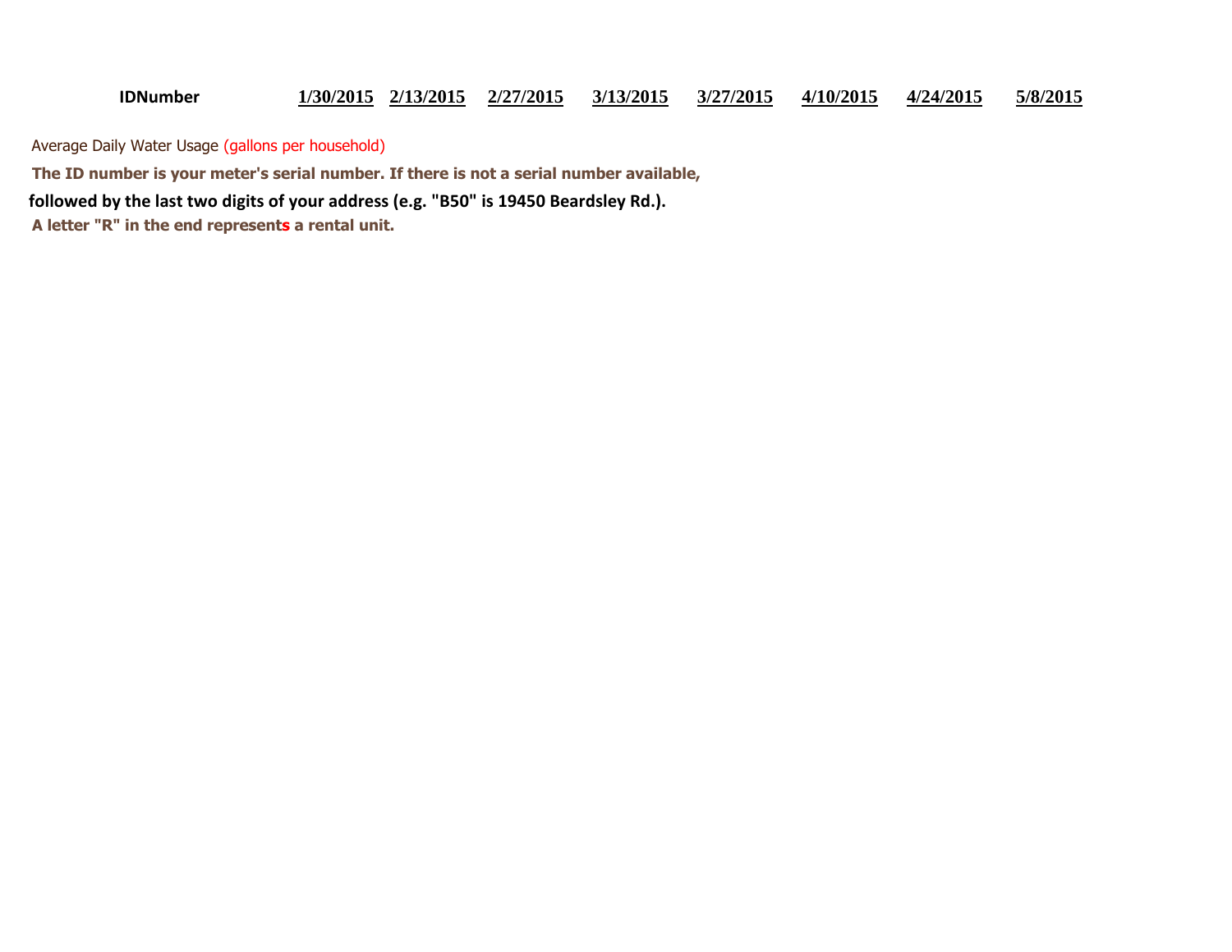| IDNumber | 1/30/2015 | 2/13/2015 | 2/27/2015 | 3/13/2015 | 3/27/2015 | 4/10/2015 | 4/24/2015 | 5/8/2015 |
|---|---|---|---|---|---|---|---|---|

Average Daily Water Usage (gallons per household)

**The ID number is your meter's serial number. If there is not a serial number available,**

**followed by the last two digits of your address (e.g. "B50" is 19450 Beardsley Rd.).**

**A letter "R" in the end represents a rental unit.**